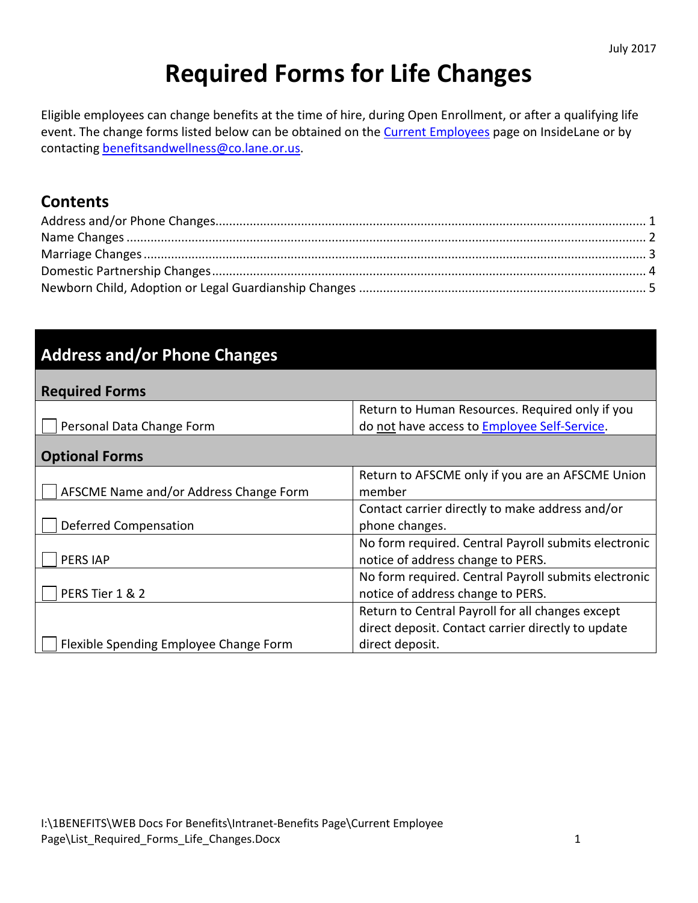July 2017

# Required Forms for Life Changes

Eligible employees can change benefits at the time of hire, during Open Enrollment, or after a qualifying life event. The change forms listed below can be obtained on the Current Employees page on InsideLane or by contacting benefitsandwellness@co.lane.or.us.

## Contents

Address and/or Phone Changes ........ 1
Name Changes ........ 2
Marriage Changes ........ 3
Domestic Partnership Changes ........ 4
Newborn Child, Adoption or Legal Guardianship Changes ........ 5

## Address and/or Phone Changes

| **Required Forms** | |
|---|---|
| ☐ Personal Data Change Form | Return to Human Resources. Required only if you do not have access to Employee Self-Service. |
| **Optional Forms** | |
| ☐ AFSCME Name and/or Address Change Form | Return to AFSCME only if you are an AFSCME Union member |
| ☐ Deferred Compensation | Contact carrier directly to make address and/or phone changes. |
| ☐ PERS IAP | No form required. Central Payroll submits electronic notice of address change to PERS. |
| ☐ PERS Tier 1 & 2 | No form required. Central Payroll submits electronic notice of address change to PERS. |
| ☐ Flexible Spending Employee Change Form | Return to Central Payroll for all changes except direct deposit. Contact carrier directly to update direct deposit. |

I:\1BENEFITS\WEB Docs For Benefits\Intranet-Benefits Page\Current Employee Page\List_Required_Forms_Life_Changes.Docx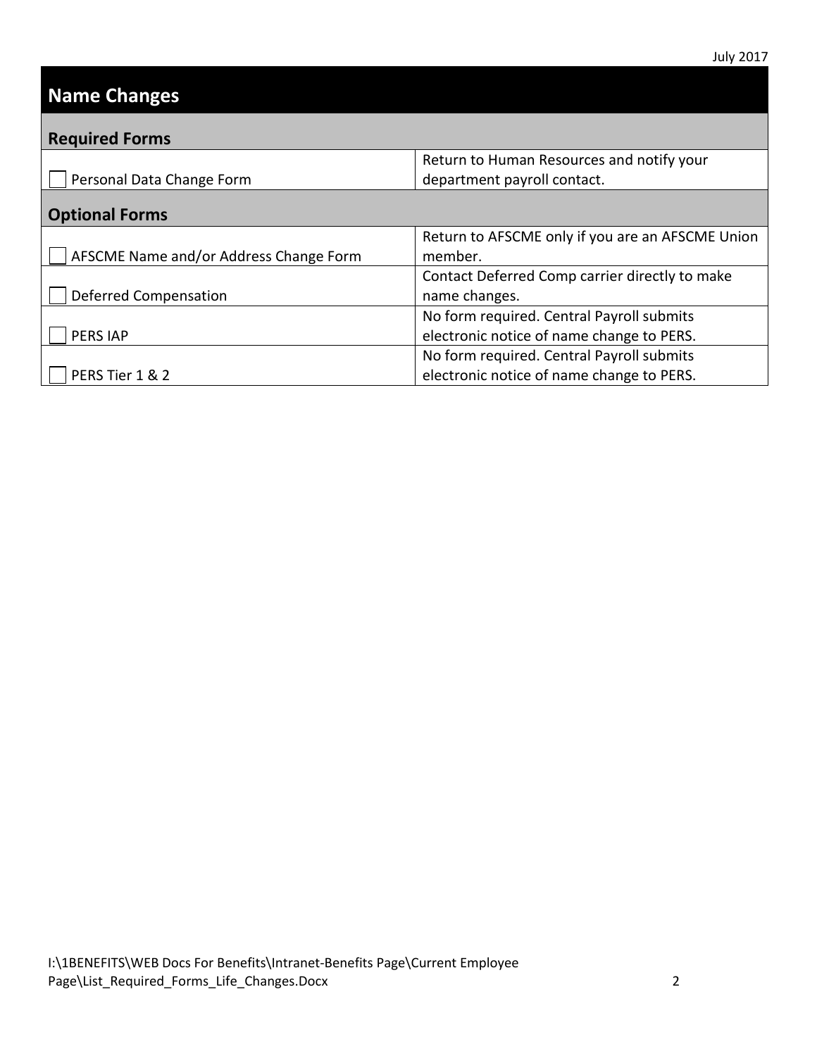## Name Changes

### Required Forms

| Form | Instructions |
|---|---|
| ☐ Personal Data Change Form | Return to Human Resources and notify your department payroll contact. |

### Optional Forms

| Form | Instructions |
|---|---|
| ☐ AFSCME Name and/or Address Change Form | Return to AFSCME only if you are an AFSCME Union member. |
| ☐ Deferred Compensation | Contact Deferred Comp carrier directly to make name changes. |
| ☐ PERS IAP | No form required. Central Payroll submits electronic notice of name change to PERS. |
| ☐ PERS Tier 1 & 2 | No form required. Central Payroll submits electronic notice of name change to PERS. |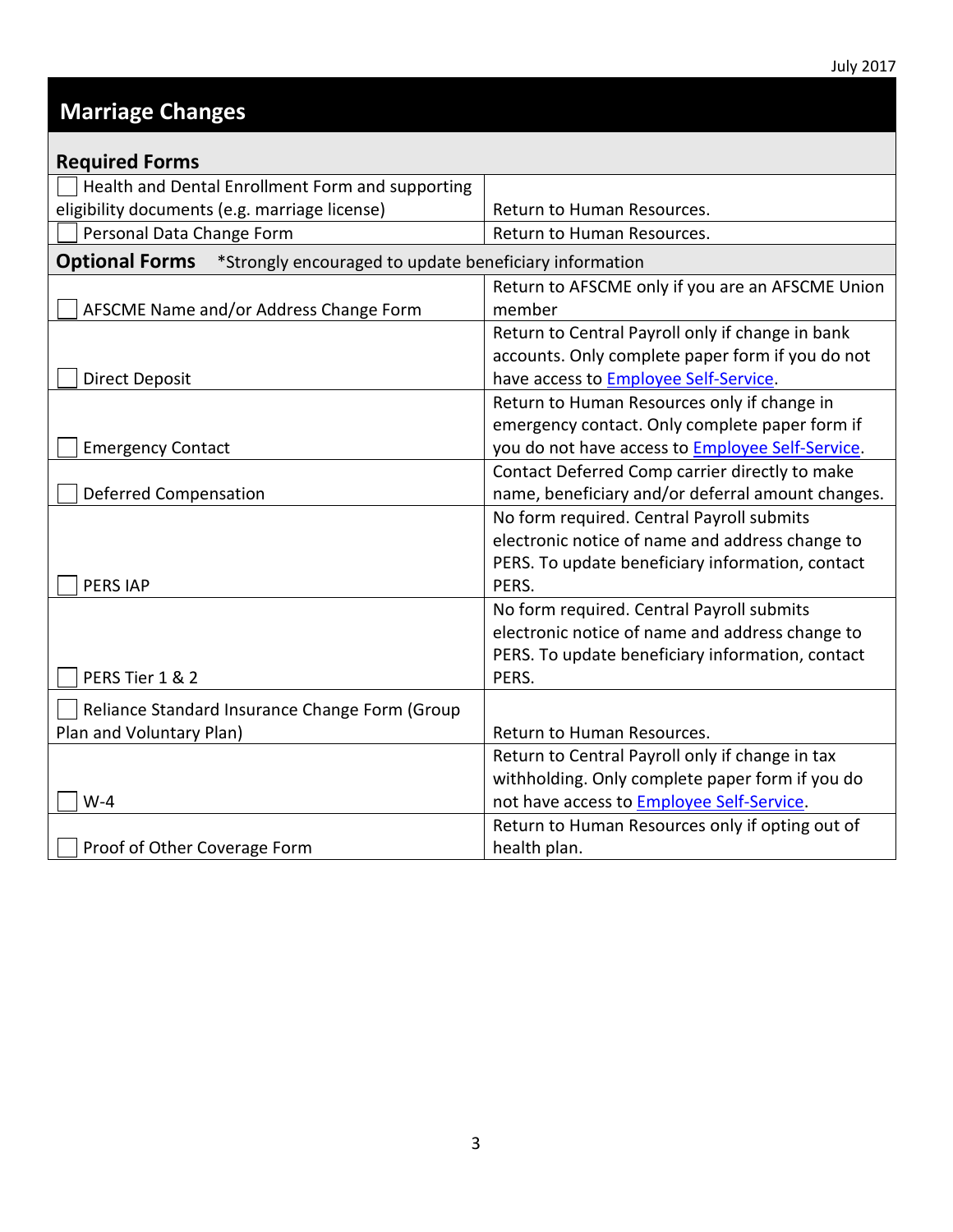## Marriage Changes

| **Required Forms** | |
|---|---|
| ☐ Health and Dental Enrollment Form and supporting eligibility documents (e.g. marriage license) | Return to Human Resources. |
| ☐ Personal Data Change Form | Return to Human Resources. |
| **Optional Forms** *Strongly encouraged to update beneficiary information | |
| ☐ AFSCME Name and/or Address Change Form | Return to AFSCME only if you are an AFSCME Union member |
| ☐ Direct Deposit | Return to Central Payroll only if change in bank accounts. Only complete paper form if you do not have access to Employee Self-Service. |
| ☐ Emergency Contact | Return to Human Resources only if change in emergency contact. Only complete paper form if you do not have access to Employee Self-Service. |
| ☐ Deferred Compensation | Contact Deferred Comp carrier directly to make name, beneficiary and/or deferral amount changes. |
| ☐ PERS IAP | No form required. Central Payroll submits electronic notice of name and address change to PERS. To update beneficiary information, contact PERS. |
| ☐ PERS Tier 1 & 2 | No form required. Central Payroll submits electronic notice of name and address change to PERS. To update beneficiary information, contact PERS. |
| ☐ Reliance Standard Insurance Change Form (Group Plan and Voluntary Plan) | Return to Human Resources. |
| ☐ W-4 | Return to Central Payroll only if change in tax withholding. Only complete paper form if you do not have access to Employee Self-Service. |
| ☐ Proof of Other Coverage Form | Return to Human Resources only if opting out of health plan. |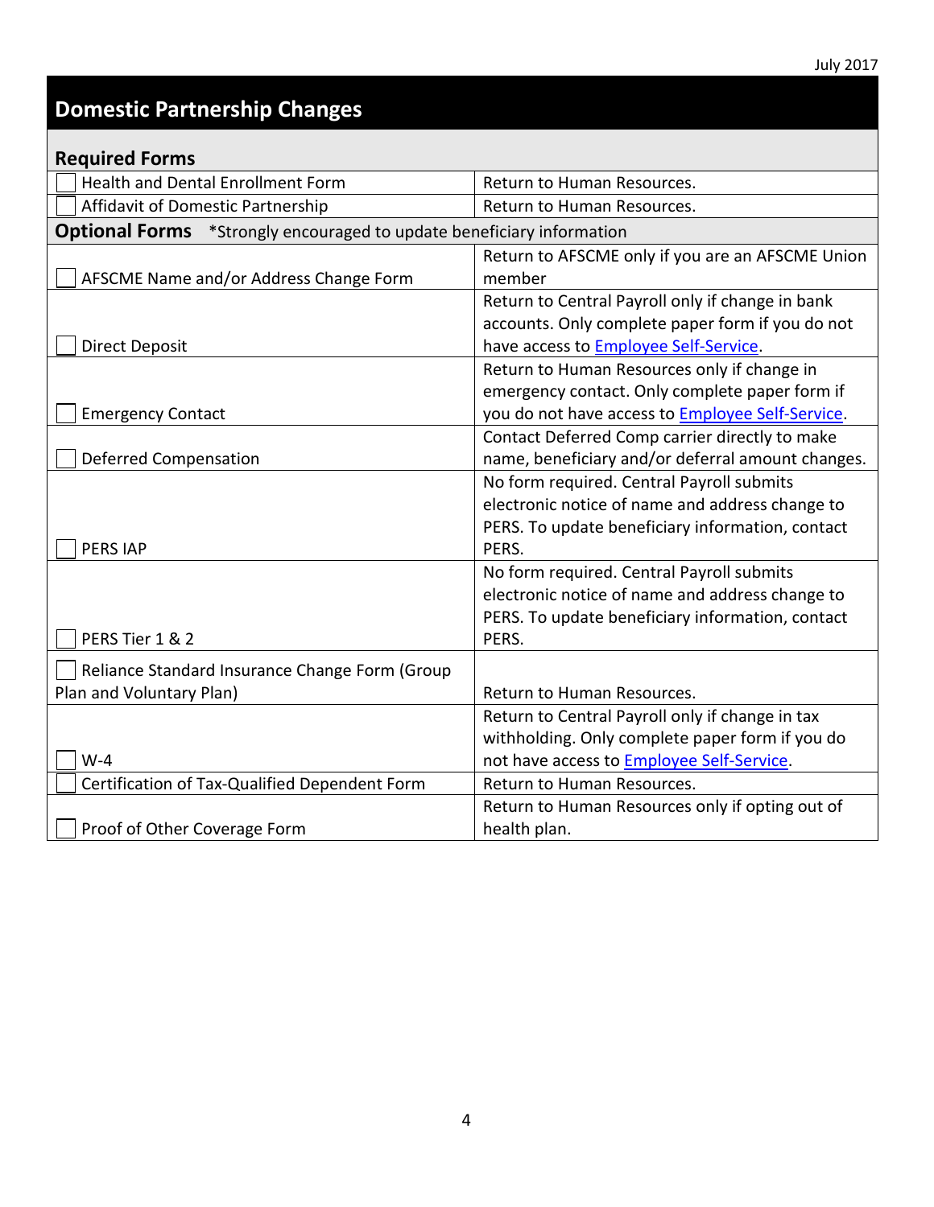# Domestic Partnership Changes

## Required Forms

| Form | Instructions |
|---|---|
| ☐ Health and Dental Enrollment Form | Return to Human Resources. |
| ☐ Affidavit of Domestic Partnership | Return to Human Resources. |
| **Optional Forms** *Strongly encouraged to update beneficiary information | |
| ☐ AFSCME Name and/or Address Change Form | Return to AFSCME only if you are an AFSCME Union member |
| ☐ Direct Deposit | Return to Central Payroll only if change in bank accounts. Only complete paper form if you do not have access to Employee Self-Service. |
| ☐ Emergency Contact | Return to Human Resources only if change in emergency contact. Only complete paper form if you do not have access to Employee Self-Service. |
| ☐ Deferred Compensation | Contact Deferred Comp carrier directly to make name, beneficiary and/or deferral amount changes. |
| ☐ PERS IAP | No form required. Central Payroll submits electronic notice of name and address change to PERS. To update beneficiary information, contact PERS. |
| ☐ PERS Tier 1 & 2 | No form required. Central Payroll submits electronic notice of name and address change to PERS. To update beneficiary information, contact PERS. |
| ☐ Reliance Standard Insurance Change Form (Group Plan and Voluntary Plan) | Return to Human Resources. |
| ☐ W-4 | Return to Central Payroll only if change in tax withholding. Only complete paper form if you do not have access to Employee Self-Service. |
| ☐ Certification of Tax-Qualified Dependent Form | Return to Human Resources. |
| ☐ Proof of Other Coverage Form | Return to Human Resources only if opting out of health plan. |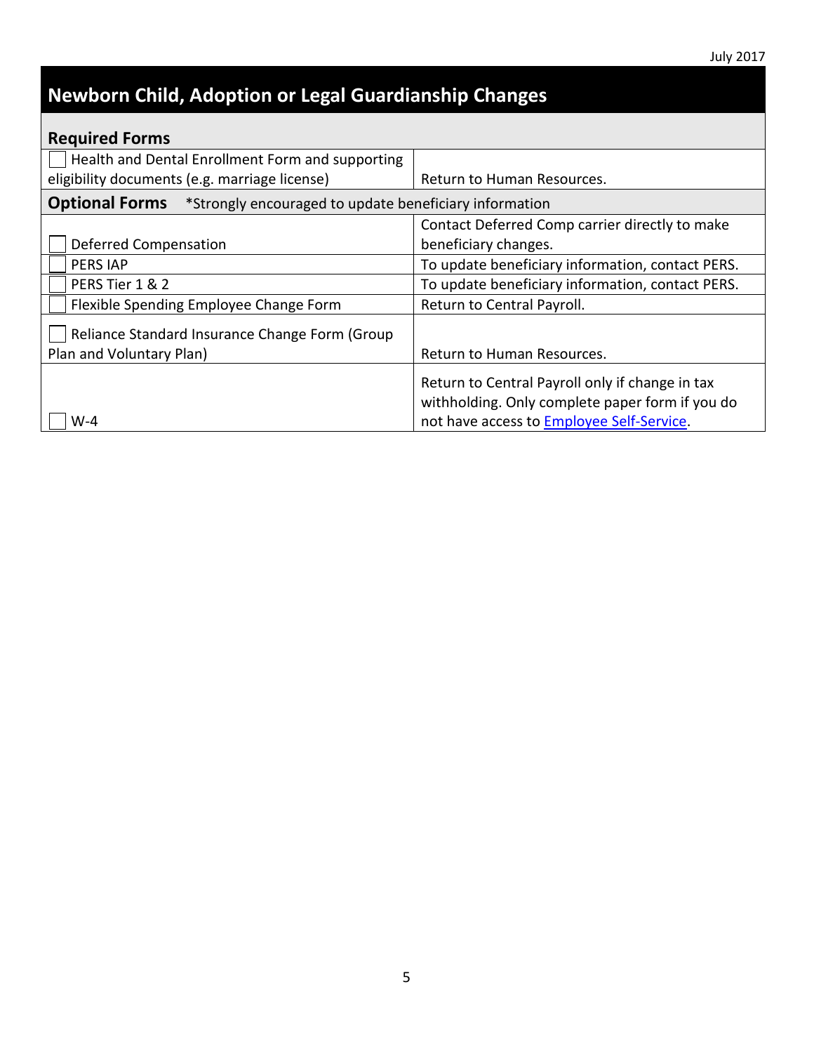July 2017

# Newborn Child, Adoption or Legal Guardianship Changes

| | |
|---|---|
| **Required Forms** | |
| ☐ Health and Dental Enrollment Form and supporting eligibility documents (e.g. marriage license) | Return to Human Resources. |
| **Optional Forms** *Strongly encouraged to update beneficiary information | |
| ☐ Deferred Compensation | Contact Deferred Comp carrier directly to make beneficiary changes. |
| ☐ PERS IAP | To update beneficiary information, contact PERS. |
| ☐ PERS Tier 1 & 2 | To update beneficiary information, contact PERS. |
| ☐ Flexible Spending Employee Change Form | Return to Central Payroll. |
| ☐ Reliance Standard Insurance Change Form (Group Plan and Voluntary Plan) | Return to Human Resources. |
| ☐ W-4 | Return to Central Payroll only if change in tax withholding. Only complete paper form if you do not have access to Employee Self-Service. |